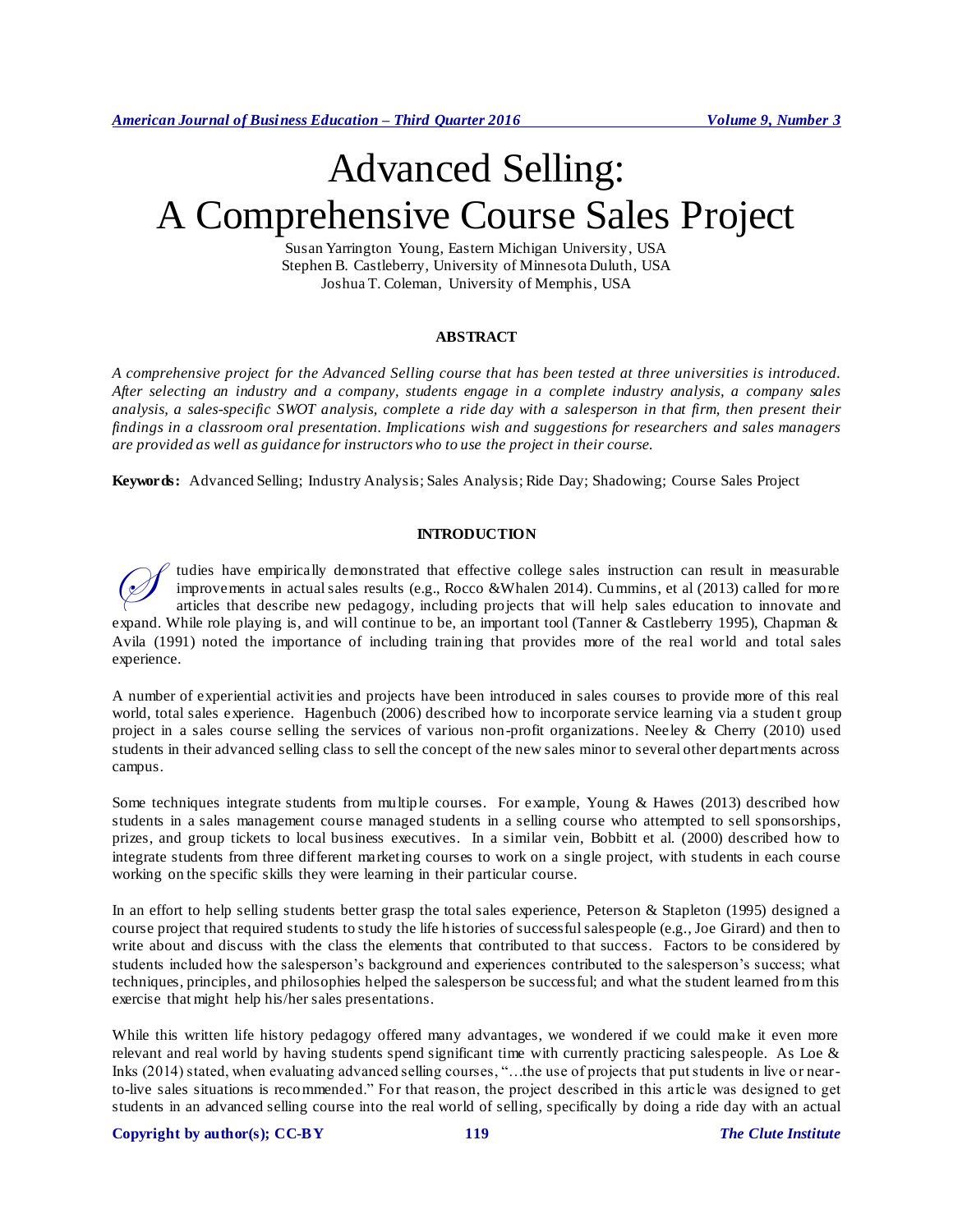# Advanced Selling: A Comprehensive Course Sales Project

Susan Yarrington Young, Eastern Michigan University, USA
Stephen B. Castleberry, University of Minnesota Duluth, USA
Joshua T. Coleman, University of Memphis, USA

## ABSTRACT

*A comprehensive project for the Advanced Selling course that has been tested at three universities is introduced. After selecting an industry and a company, students engage in a complete industry analysis, a company sales analysis, a sales-specific SWOT analysis, complete a ride day with a salesperson in that firm, then present their findings in a classroom oral presentation. Implications wish and suggestions for researchers and sales managers are provided as well as guidance for instructors who to use the project in their course.*

**Keywords:** Advanced Selling; Industry Analysis; Sales Analysis; Ride Day; Shadowing; Course Sales Project

## INTRODUCTION

Studies have empirically demonstrated that effective college sales instruction can result in measurable improvements in actual sales results (e.g., Rocco &Whalen 2014). Cummins, et al (2013) called for more articles that describe new pedagogy, including projects that will help sales education to innovate and expand. While role playing is, and will continue to be, an important tool (Tanner & Castleberry 1995), Chapman & Avila (1991) noted the importance of including training that provides more of the real world and total sales experience.

A number of experiential activities and projects have been introduced in sales courses to provide more of this real world, total sales experience. Hagenbuch (2006) described how to incorporate service learning via a student group project in a sales course selling the services of various non-profit organizations. Neeley & Cherry (2010) used students in their advanced selling class to sell the concept of the new sales minor to several other departments across campus.

Some techniques integrate students from multiple courses. For example, Young & Hawes (2013) described how students in a sales management course managed students in a selling course who attempted to sell sponsorships, prizes, and group tickets to local business executives. In a similar vein, Bobbitt et al. (2000) described how to integrate students from three different marketing courses to work on a single project, with students in each course working on the specific skills they were learning in their particular course.

In an effort to help selling students better grasp the total sales experience, Peterson & Stapleton (1995) designed a course project that required students to study the life histories of successful salespeople (e.g., Joe Girard) and then to write about and discuss with the class the elements that contributed to that success. Factors to be considered by students included how the salesperson's background and experiences contributed to the salesperson's success; what techniques, principles, and philosophies helped the salesperson be successful; and what the student learned from this exercise that might help his/her sales presentations.

While this written life history pedagogy offered many advantages, we wondered if we could make it even more relevant and real world by having students spend significant time with currently practicing salespeople. As Loe & Inks (2014) stated, when evaluating advanced selling courses, "…the use of projects that put students in live or near-to-live sales situations is recommended." For that reason, the project described in this article was designed to get students in an advanced selling course into the real world of selling, specifically by doing a ride day with an actual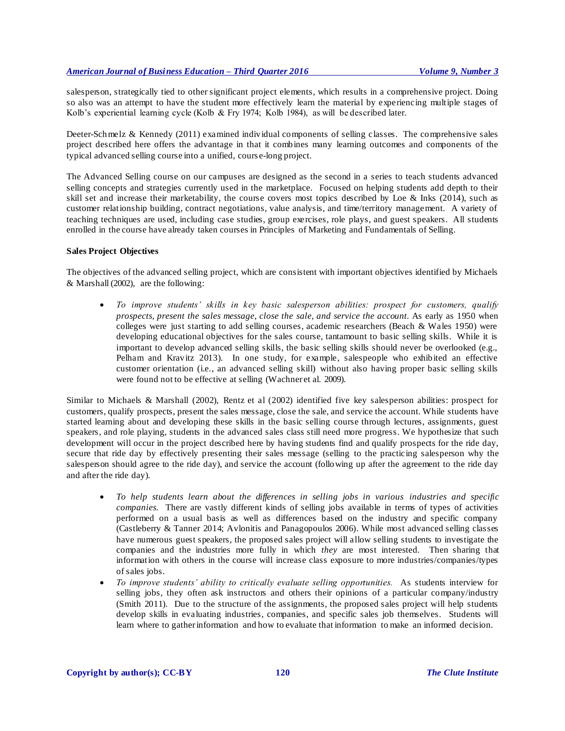salesperson, strategically tied to other significant project elements, which results in a comprehensive project. Doing so also was an attempt to have the student more effectively learn the material by experiencing multiple stages of Kolb's experiential learning cycle (Kolb & Fry 1974; Kolb 1984), as will be described later.

Deeter-Schmelz & Kennedy (2011) examined individual components of selling classes. The comprehensive sales project described here offers the advantage in that it combines many learning outcomes and components of the typical advanced selling course into a unified, course-long project.

The Advanced Selling course on our campuses are designed as the second in a series to teach students advanced selling concepts and strategies currently used in the marketplace. Focused on helping students add depth to their skill set and increase their marketability, the course covers most topics described by Loe & Inks (2014), such as customer relationship building, contract negotiations, value analysis, and time/territory management. A variety of teaching techniques are used, including case studies, group exercises, role plays, and guest speakers. All students enrolled in the course have already taken courses in Principles of Marketing and Fundamentals of Selling.

**Sales Project Objectives**

The objectives of the advanced selling project, which are consistent with important objectives identified by Michaels & Marshall (2002), are the following:

- *To improve students' skills in key basic salesperson abilities: prospect for customers, qualify prospects, present the sales message, close the sale, and service the account.* As early as 1950 when colleges were just starting to add selling courses, academic researchers (Beach & Wales 1950) were developing educational objectives for the sales course, tantamount to basic selling skills. While it is important to develop advanced selling skills, the basic selling skills should never be overlooked (e.g., Pelham and Kravitz 2013). In one study, for example, salespeople who exhibited an effective customer orientation (i.e., an advanced selling skill) without also having proper basic selling skills were found not to be effective at selling (Wachner et al. 2009).

Similar to Michaels & Marshall (2002), Rentz et al (2002) identified five key salesperson abilities: prospect for customers, qualify prospects, present the sales message, close the sale, and service the account. While students have started learning about and developing these skills in the basic selling course through lectures, assignments, guest speakers, and role playing, students in the advanced sales class still need more progress. We hypothesize that such development will occur in the project described here by having students find and qualify prospects for the ride day, secure that ride day by effectively presenting their sales message (selling to the practicing salesperson why the salesperson should agree to the ride day), and service the account (following up after the agreement to the ride day and after the ride day).

- *To help students learn about the differences in selling jobs in various industries and specific companies.* There are vastly different kinds of selling jobs available in terms of types of activities performed on a usual basis as well as differences based on the industry and specific company (Castleberry & Tanner 2014; Avlonitis and Panagopoulos 2006). While most advanced selling classes have numerous guest speakers, the proposed sales project will allow selling students to investigate the companies and the industries more fully in which *they* are most interested. Then sharing that information with others in the course will increase class exposure to more industries/companies/types of sales jobs.
- *To improve students' ability to critically evaluate selling opportunities.* As students interview for selling jobs, they often ask instructors and others their opinions of a particular company/industry (Smith 2011). Due to the structure of the assignments, the proposed sales project will help students develop skills in evaluating industries, companies, and specific sales job themselves. Students will learn where to gather information and how to evaluate that information to make an informed decision.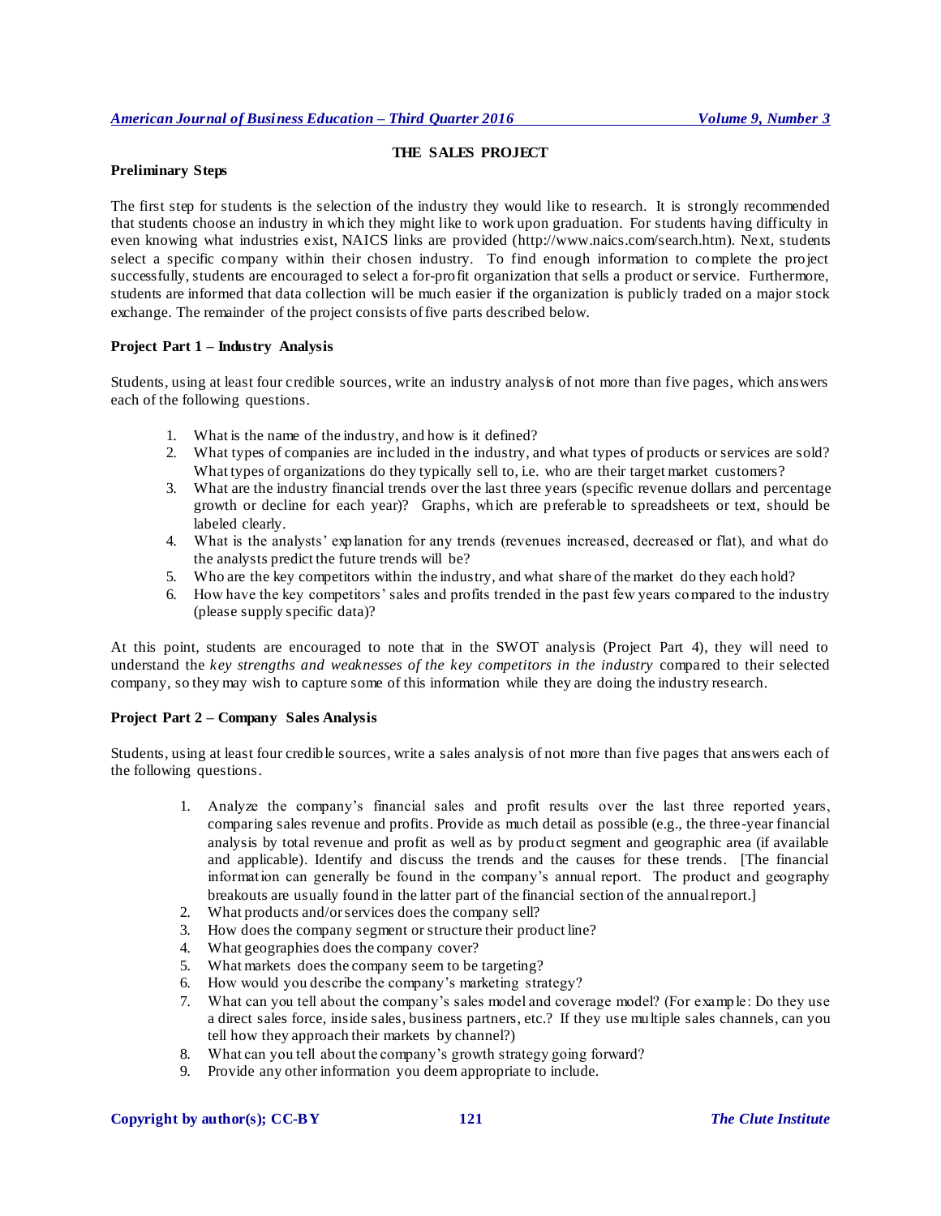## THE SALES PROJECT

### Preliminary Steps

The first step for students is the selection of the industry they would like to research. It is strongly recommended that students choose an industry in which they might like to work upon graduation. For students having difficulty in even knowing what industries exist, NAICS links are provided (http://www.naics.com/search.htm). Next, students select a specific company within their chosen industry. To find enough information to complete the project successfully, students are encouraged to select a for-profit organization that sells a product or service. Furthermore, students are informed that data collection will be much easier if the organization is publicly traded on a major stock exchange. The remainder of the project consists of five parts described below.

### Project Part 1 – Industry Analysis

Students, using at least four credible sources, write an industry analysis of not more than five pages, which answers each of the following questions.

1. What is the name of the industry, and how is it defined?
2. What types of companies are included in the industry, and what types of products or services are sold? What types of organizations do they typically sell to, i.e. who are their target market customers?
3. What are the industry financial trends over the last three years (specific revenue dollars and percentage growth or decline for each year)? Graphs, which are preferable to spreadsheets or text, should be labeled clearly.
4. What is the analysts' explanation for any trends (revenues increased, decreased or flat), and what do the analysts predict the future trends will be?
5. Who are the key competitors within the industry, and what share of the market do they each hold?
6. How have the key competitors' sales and profits trended in the past few years compared to the industry (please supply specific data)?

At this point, students are encouraged to note that in the SWOT analysis (Project Part 4), they will need to understand the *key strengths and weaknesses of the key competitors in the industry* compared to their selected company, so they may wish to capture some of this information while they are doing the industry research.

### Project Part 2 – Company Sales Analysis

Students, using at least four credible sources, write a sales analysis of not more than five pages that answers each of the following questions.

1. Analyze the company's financial sales and profit results over the last three reported years, comparing sales revenue and profits. Provide as much detail as possible (e.g., the three-year financial analysis by total revenue and profit as well as by product segment and geographic area (if available and applicable). Identify and discuss the trends and the causes for these trends. [The financial information can generally be found in the company's annual report. The product and geography breakouts are usually found in the latter part of the financial section of the annual report.]
2. What products and/or services does the company sell?
3. How does the company segment or structure their product line?
4. What geographies does the company cover?
5. What markets does the company seem to be targeting?
6. How would you describe the company's marketing strategy?
7. What can you tell about the company's sales model and coverage model? (For example: Do they use a direct sales force, inside sales, business partners, etc.? If they use multiple sales channels, can you tell how they approach their markets by channel?)
8. What can you tell about the company's growth strategy going forward?
9. Provide any other information you deem appropriate to include.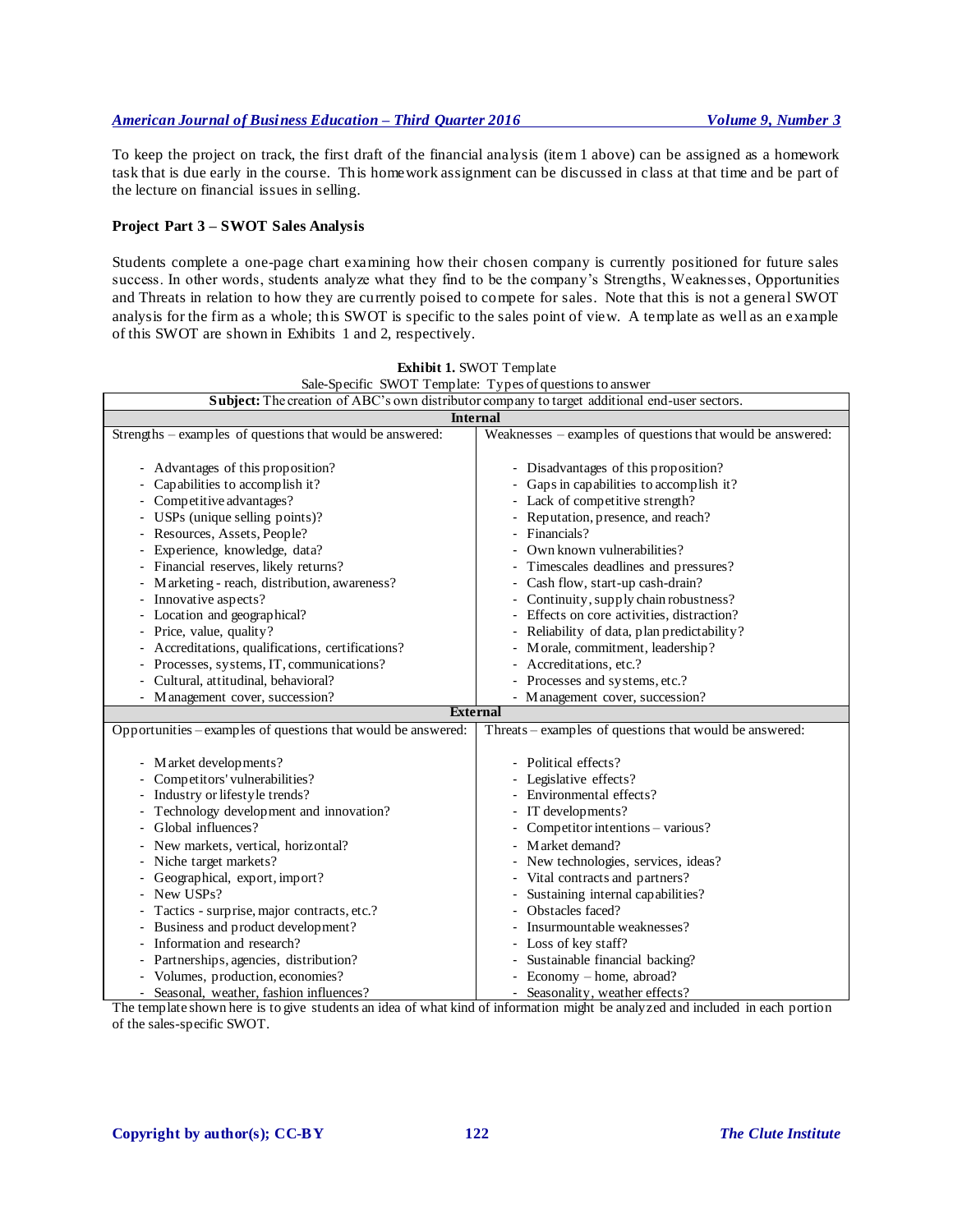To keep the project on track, the first draft of the financial analysis (item 1 above) can be assigned as a homework task that is due early in the course. This homework assignment can be discussed in class at that time and be part of the lecture on financial issues in selling.

### Project Part 3 – SWOT Sales Analysis

Students complete a one-page chart examining how their chosen company is currently positioned for future sales success. In other words, students analyze what they find to be the company's Strengths, Weaknesses, Opportunities and Threats in relation to how they are currently poised to compete for sales. Note that this is not a general SWOT analysis for the firm as a whole; this SWOT is specific to the sales point of view. A template as well as an example of this SWOT are shown in Exhibits 1 and 2, respectively.

**Exhibit 1.** SWOT Template
Sale-Specific SWOT Template: Types of questions to answer

| **Subject:** The creation of ABC's own distributor company to target additional end-user sectors. | |
|---|---|
| **Internal** | |
| Strengths – examples of questions that would be answered:<br><br>- Advantages of this proposition?<br>- Capabilities to accomplish it?<br>- Competitive advantages?<br>- USPs (unique selling points)?<br>- Resources, Assets, People?<br>- Experience, knowledge, data?<br>- Financial reserves, likely returns?<br>- Marketing - reach, distribution, awareness?<br>- Innovative aspects?<br>- Location and geographical?<br>- Price, value, quality?<br>- Accreditations, qualifications, certifications?<br>- Processes, systems, IT, communications?<br>- Cultural, attitudinal, behavioral?<br>- Management cover, succession? | Weaknesses – examples of questions that would be answered:<br><br>- Disadvantages of this proposition?<br>- Gaps in capabilities to accomplish it?<br>- Lack of competitive strength?<br>- Reputation, presence, and reach?<br>- Financials?<br>- Own known vulnerabilities?<br>- Timescales deadlines and pressures?<br>- Cash flow, start-up cash-drain?<br>- Continuity, supply chain robustness?<br>- Effects on core activities, distraction?<br>- Reliability of data, plan predictability?<br>- Morale, commitment, leadership?<br>- Accreditations, etc.?<br>- Processes and systems, etc.?<br>- Management cover, succession? |
| **External** | |
| Opportunities – examples of questions that would be answered:<br><br>- Market developments?<br>- Competitors' vulnerabilities?<br>- Industry or lifestyle trends?<br>- Technology development and innovation?<br>- Global influences?<br>- New markets, vertical, horizontal?<br>- Niche target markets?<br>- Geographical, export, import?<br>- New USPs?<br>- Tactics - surprise, major contracts, etc.?<br>- Business and product development?<br>- Information and research?<br>- Partnerships, agencies, distribution?<br>- Volumes, production, economies?<br>- Seasonal, weather, fashion influences? | Threats – examples of questions that would be answered:<br><br>- Political effects?<br>- Legislative effects?<br>- Environmental effects?<br>- IT developments?<br>- Competitor intentions – various?<br>- Market demand?<br>- New technologies, services, ideas?<br>- Vital contracts and partners?<br>- Sustaining internal capabilities?<br>- Obstacles faced?<br>- Insurmountable weaknesses?<br>- Loss of key staff?<br>- Sustainable financial backing?<br>- Economy – home, abroad?<br>- Seasonality, weather effects? |

The template shown here is to give students an idea of what kind of information might be analyzed and included in each portion of the sales-specific SWOT.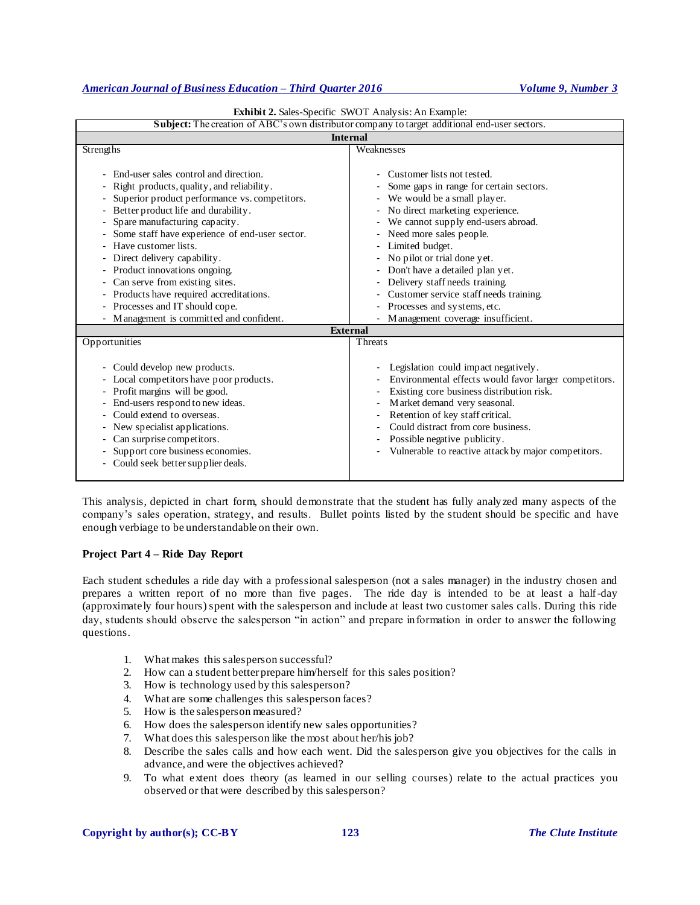**Exhibit 2.** Sales-Specific SWOT Analysis: An Example:

| **Subject:** The creation of ABC's own distributor company to target additional end-user sectors. | |
|---|---|
| **Internal** | |
| Strengths<br><br>- End-user sales control and direction.<br>- Right products, quality, and reliability.<br>- Superior product performance vs. competitors.<br>- Better product life and durability.<br>- Spare manufacturing capacity.<br>- Some staff have experience of end-user sector.<br>- Have customer lists.<br>- Direct delivery capability.<br>- Product innovations ongoing.<br>- Can serve from existing sites.<br>- Products have required accreditations.<br>- Processes and IT should cope.<br>- Management is committed and confident. | Weaknesses<br><br>- Customer lists not tested.<br>- Some gaps in range for certain sectors.<br>- We would be a small player.<br>- No direct marketing experience.<br>- We cannot supply end-users abroad.<br>- Need more sales people.<br>- Limited budget.<br>- No pilot or trial done yet.<br>- Don't have a detailed plan yet.<br>- Delivery staff needs training.<br>- Customer service staff needs training.<br>- Processes and systems, etc.<br>- Management coverage insufficient. |
| **External** | |
| Opportunities<br><br>- Could develop new products.<br>- Local competitors have poor products.<br>- Profit margins will be good.<br>- End-users respond to new ideas.<br>- Could extend to overseas.<br>- New specialist applications.<br>- Can surprise competitors.<br>- Support core business economies.<br>- Could seek better supplier deals. | Threats<br><br>- Legislation could impact negatively.<br>- Environmental effects would favor larger competitors.<br>- Existing core business distribution risk.<br>- Market demand very seasonal.<br>- Retention of key staff critical.<br>- Could distract from core business.<br>- Possible negative publicity.<br>- Vulnerable to reactive attack by major competitors. |

This analysis, depicted in chart form, should demonstrate that the student has fully analyzed many aspects of the company's sales operation, strategy, and results. Bullet points listed by the student should be specific and have enough verbiage to be understandable on their own.

**Project Part 4 – Ride Day Report**

Each student schedules a ride day with a professional salesperson (not a sales manager) in the industry chosen and prepares a written report of no more than five pages. The ride day is intended to be at least a half-day (approximately four hours) spent with the salesperson and include at least two customer sales calls. During this ride day, students should observe the salesperson "in action" and prepare information in order to answer the following questions.

1. What makes this salesperson successful?
2. How can a student better prepare him/herself for this sales position?
3. How is technology used by this salesperson?
4. What are some challenges this salesperson faces?
5. How is the salesperson measured?
6. How does the salesperson identify new sales opportunities?
7. What does this salesperson like the most about her/his job?
8. Describe the sales calls and how each went. Did the salesperson give you objectives for the calls in advance, and were the objectives achieved?
9. To what extent does theory (as learned in our selling courses) relate to the actual practices you observed or that were described by this salesperson?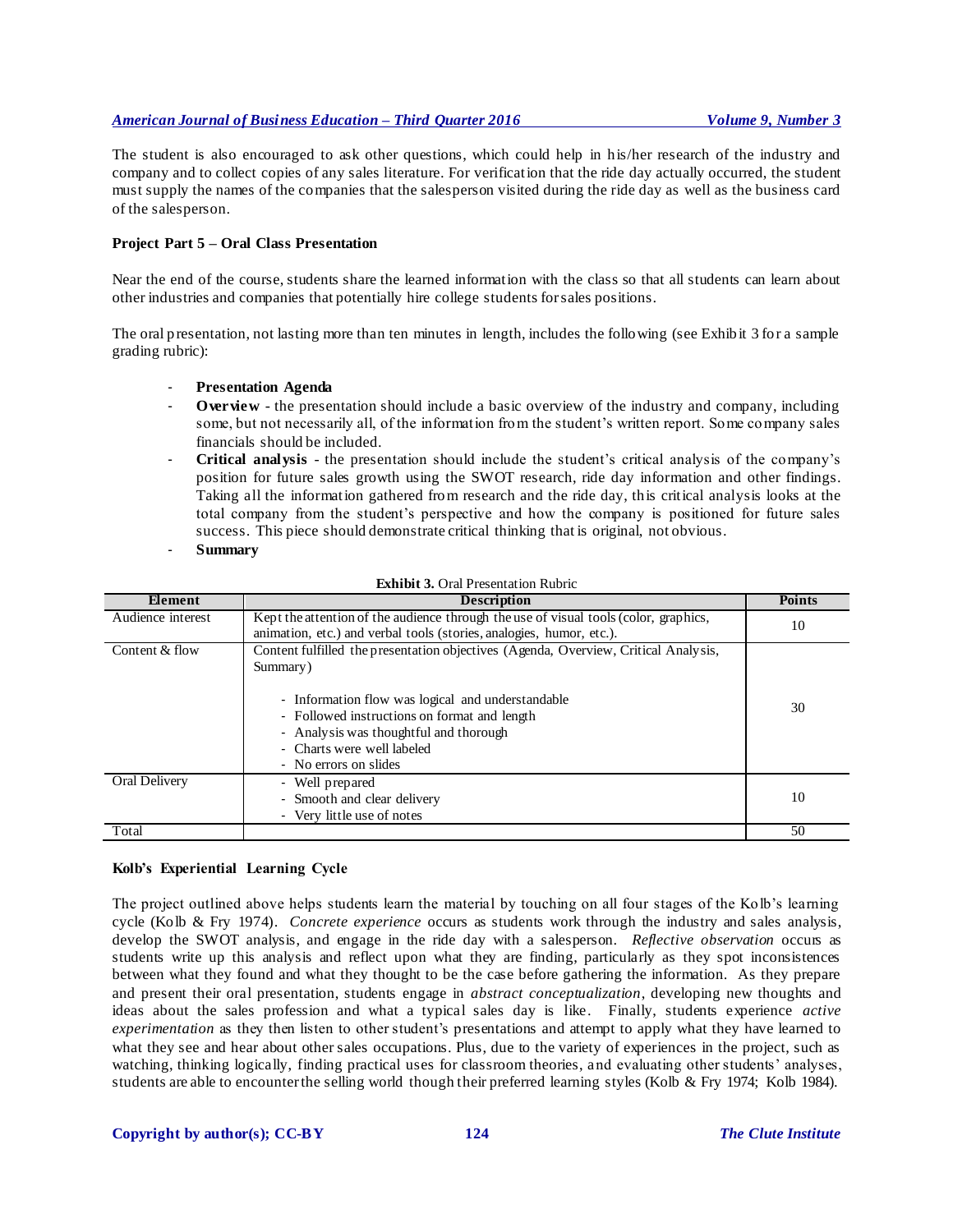The student is also encouraged to ask other questions, which could help in his/her research of the industry and company and to collect copies of any sales literature. For verification that the ride day actually occurred, the student must supply the names of the companies that the salesperson visited during the ride day as well as the business card of the salesperson.

### Project Part 5 – Oral Class Presentation

Near the end of the course, students share the learned information with the class so that all students can learn about other industries and companies that potentially hire college students for sales positions.

The oral presentation, not lasting more than ten minutes in length, includes the following (see Exhibit 3 for a sample grading rubric):

- **Presentation Agenda**
- **Overview** - the presentation should include a basic overview of the industry and company, including some, but not necessarily all, of the information from the student's written report. Some company sales financials should be included.
- **Critical analysis** - the presentation should include the student's critical analysis of the company's position for future sales growth using the SWOT research, ride day information and other findings. Taking all the information gathered from research and the ride day, this critical analysis looks at the total company from the student's perspective and how the company is positioned for future sales success. This piece should demonstrate critical thinking that is original, not obvious.
- **Summary**

**Exhibit 3.** Oral Presentation Rubric

| Element | Description | Points |
|---|---|---|
| Audience interest | Kept the attention of the audience through the use of visual tools (color, graphics, animation, etc.) and verbal tools (stories, analogies, humor, etc.). | 10 |
| Content & flow | Content fulfilled the presentation objectives (Agenda, Overview, Critical Analysis, Summary)<br><br>- Information flow was logical and understandable<br>- Followed instructions on format and length<br>- Analysis was thoughtful and thorough<br>- Charts were well labeled<br>- No errors on slides | 30 |
| Oral Delivery | - Well prepared<br>- Smooth and clear delivery<br>- Very little use of notes | 10 |
| Total | | 50 |

### Kolb's Experiential Learning Cycle

The project outlined above helps students learn the material by touching on all four stages of the Kolb's learning cycle (Kolb & Fry 1974). *Concrete experience* occurs as students work through the industry and sales analysis, develop the SWOT analysis, and engage in the ride day with a salesperson. *Reflective observation* occurs as students write up this analysis and reflect upon what they are finding, particularly as they spot inconsistences between what they found and what they thought to be the case before gathering the information. As they prepare and present their oral presentation, students engage in *abstract conceptualization*, developing new thoughts and ideas about the sales profession and what a typical sales day is like. Finally, students experience *active experimentation* as they then listen to other student's presentations and attempt to apply what they have learned to what they see and hear about other sales occupations. Plus, due to the variety of experiences in the project, such as watching, thinking logically, finding practical uses for classroom theories, and evaluating other students' analyses, students are able to encounter the selling world though their preferred learning styles (Kolb & Fry 1974; Kolb 1984).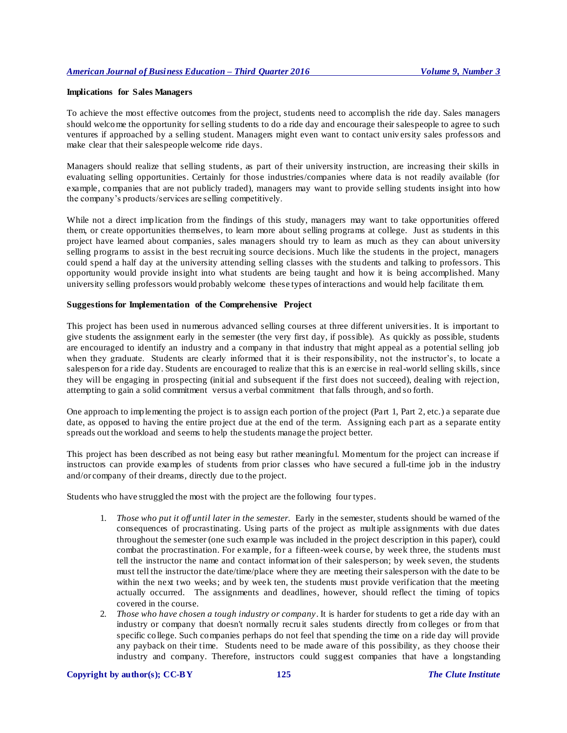**Implications for Sales Managers**

To achieve the most effective outcomes from the project, students need to accomplish the ride day. Sales managers should welcome the opportunity for selling students to do a ride day and encourage their salespeople to agree to such ventures if approached by a selling student. Managers might even want to contact university sales professors and make clear that their salespeople welcome ride days.

Managers should realize that selling students, as part of their university instruction, are increasing their skills in evaluating selling opportunities. Certainly for those industries/companies where data is not readily available (for example, companies that are not publicly traded), managers may want to provide selling students insight into how the company's products/services are selling competitively.

While not a direct implication from the findings of this study, managers may want to take opportunities offered them, or create opportunities themselves, to learn more about selling programs at college. Just as students in this project have learned about companies, sales managers should try to learn as much as they can about university selling programs to assist in the best recruiting source decisions. Much like the students in the project, managers could spend a half day at the university attending selling classes with the students and talking to professors. This opportunity would provide insight into what students are being taught and how it is being accomplished. Many university selling professors would probably welcome these types of interactions and would help facilitate them.

**Suggestions for Implementation of the Comprehensive Project**

This project has been used in numerous advanced selling courses at three different universities. It is important to give students the assignment early in the semester (the very first day, if possible). As quickly as possible, students are encouraged to identify an industry and a company in that industry that might appeal as a potential selling job when they graduate. Students are clearly informed that it is their responsibility, not the instructor's, to locate a salesperson for a ride day. Students are encouraged to realize that this is an exercise in real-world selling skills, since they will be engaging in prospecting (initial and subsequent if the first does not succeed), dealing with rejection, attempting to gain a solid commitment versus a verbal commitment that falls through, and so forth.

One approach to implementing the project is to assign each portion of the project (Part 1, Part 2, etc.) a separate due date, as opposed to having the entire project due at the end of the term. Assigning each part as a separate entity spreads out the workload and seems to help the students manage the project better.

This project has been described as not being easy but rather meaningful. Momentum for the project can increase if instructors can provide examples of students from prior classes who have secured a full-time job in the industry and/or company of their dreams, directly due to the project.

Students who have struggled the most with the project are the following four types.

1. *Those who put it off until later in the semester.* Early in the semester, students should be warned of the consequences of procrastinating. Using parts of the project as multiple assignments with due dates throughout the semester (one such example was included in the project description in this paper), could combat the procrastination. For example, for a fifteen-week course, by week three, the students must tell the instructor the name and contact information of their salesperson; by week seven, the students must tell the instructor the date/time/place where they are meeting their salesperson with the date to be within the next two weeks; and by week ten, the students must provide verification that the meeting actually occurred. The assignments and deadlines, however, should reflect the timing of topics covered in the course.
2. *Those who have chosen a tough industry or company*. It is harder for students to get a ride day with an industry or company that doesn't normally recruit sales students directly from colleges or from that specific college. Such companies perhaps do not feel that spending the time on a ride day will provide any payback on their time. Students need to be made aware of this possibility, as they choose their industry and company. Therefore, instructors could suggest companies that have a longstanding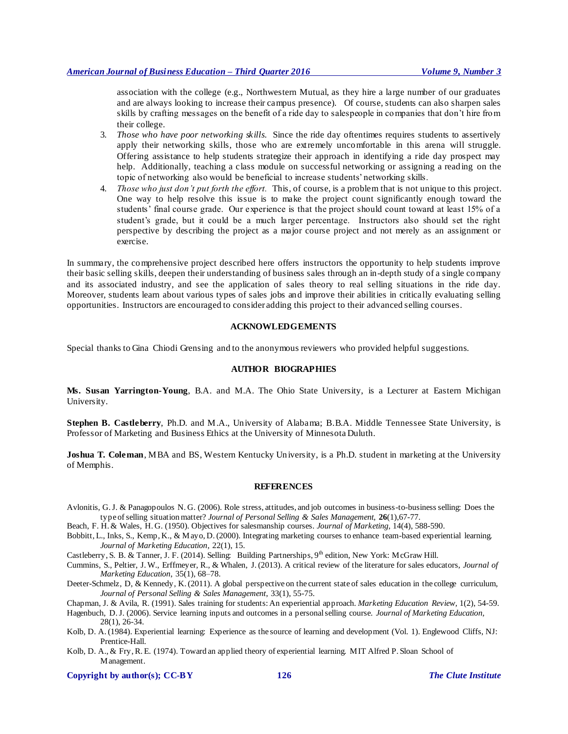association with the college (e.g., Northwestern Mutual, as they hire a large number of our graduates and are always looking to increase their campus presence). Of course, students can also sharpen sales skills by crafting messages on the benefit of a ride day to salespeople in companies that don't hire from their college.

3. *Those who have poor networking skills.* Since the ride day oftentimes requires students to assertively apply their networking skills, those who are extremely uncomfortable in this arena will struggle. Offering assistance to help students strategize their approach in identifying a ride day prospect may help. Additionally, teaching a class module on successful networking or assigning a reading on the topic of networking also would be beneficial to increase students' networking skills.
4. *Those who just don't put forth the effort.* This, of course, is a problem that is not unique to this project. One way to help resolve this issue is to make the project count significantly enough toward the students' final course grade. Our experience is that the project should count toward at least 15% of a student's grade, but it could be a much larger percentage. Instructors also should set the right perspective by describing the project as a major course project and not merely as an assignment or exercise.

In summary, the comprehensive project described here offers instructors the opportunity to help students improve their basic selling skills, deepen their understanding of business sales through an in-depth study of a single company and its associated industry, and see the application of sales theory to real selling situations in the ride day. Moreover, students learn about various types of sales jobs and improve their abilities in critically evaluating selling opportunities. Instructors are encouraged to consider adding this project to their advanced selling courses.

## ACKNOWLEDGEMENTS

Special thanks to Gina Chiodi Grensing and to the anonymous reviewers who provided helpful suggestions.

## AUTHOR BIOGRAPHIES

**Ms. Susan Yarrington-Young**, B.A. and M.A. The Ohio State University, is a Lecturer at Eastern Michigan University.

**Stephen B. Castleberry**, Ph.D. and M.A., University of Alabama; B.B.A. Middle Tennessee State University, is Professor of Marketing and Business Ethics at the University of Minnesota Duluth.

**Joshua T. Coleman**, MBA and BS, Western Kentucky University, is a Ph.D. student in marketing at the University of Memphis.

## REFERENCES

Avlonitis, G. J. & Panagopoulos N. G. (2006). Role stress, attitudes, and job outcomes in business-to-business selling: Does the type of selling situation matter? *Journal of Personal Selling & Sales Management*, **26**(1), 67-77.

Beach, F. H. & Wales, H. G. (1950). Objectives for salesmanship courses. *Journal of Marketing*, 14(4), 588-590.

Bobbitt, L., Inks, S., Kemp, K., & Mayo, D. (2000). Integrating marketing courses to enhance team-based experiential learning. *Journal of Marketing Education*, 22(1), 15.

Castleberry, S. B. & Tanner, J. F. (2014). Selling: Building Partnerships, 9th edition, New York: McGraw Hill.

Cummins, S., Peltier, J. W., Erffmeyer, R., & Whalen, J. (2013). A critical review of the literature for sales educators, *Journal of Marketing Education*, 35(1), 68–78.

Deeter-Schmelz, D, & Kennedy, K. (2011). A global perspective on the current state of sales education in the college curriculum, *Journal of Personal Selling & Sales Management*, 33(1), 55-75.

Chapman, J. & Avila, R. (1991). Sales training for students: An experiential approach. *Marketing Education Review*, 1(2), 54-59.

Hagenbuch, D. J. (2006). Service learning inputs and outcomes in a personal selling course. *Journal of Marketing Education*, 28(1), 26-34.

Kolb, D. A. (1984). Experiential learning: Experience as the source of learning and development (Vol. 1). Englewood Cliffs, NJ: Prentice-Hall.

Kolb, D. A., & Fry, R. E. (1974). Toward an applied theory of experiential learning. MIT Alfred P. Sloan School of Management.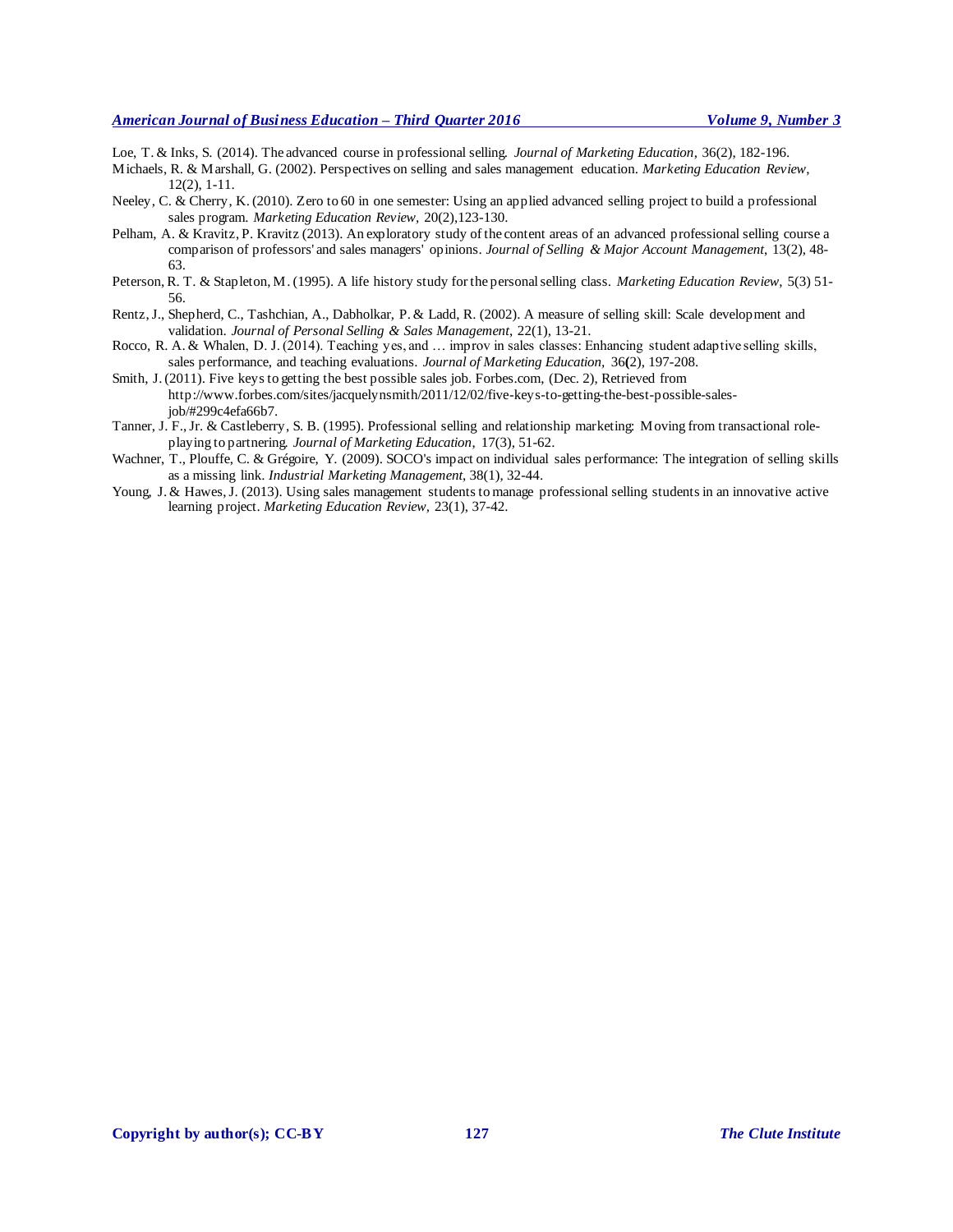Loe, T. & Inks, S. (2014). The advanced course in professional selling. *Journal of Marketing Education*, 36(2), 182-196.

Michaels, R. & Marshall, G. (2002). Perspectives on selling and sales management education. *Marketing Education Review*, 12(2), 1-11.

Neeley, C. & Cherry, K. (2010). Zero to 60 in one semester: Using an applied advanced selling project to build a professional sales program. *Marketing Education Review*, 20(2),123-130.

Pelham, A. & Kravitz, P. Kravitz (2013). An exploratory study of the content areas of an advanced professional selling course a comparison of professors' and sales managers' opinions. *Journal of Selling & Major Account Management*, 13(2), 48-63.

Peterson, R. T. & Stapleton, M. (1995). A life history study for the personal selling class. *Marketing Education Review*, 5(3) 51-56.

Rentz, J., Shepherd, C., Tashchian, A., Dabholkar, P. & Ladd, R. (2002). A measure of selling skill: Scale development and validation. *Journal of Personal Selling & Sales Management*, 22(1), 13-21.

Rocco, R. A. & Whalen, D. J. (2014). Teaching yes, and … improv in sales classes: Enhancing student adaptive selling skills, sales performance, and teaching evaluations. *Journal of Marketing Education*, 36**(**2), 197-208.

Smith, J. (2011). Five keys to getting the best possible sales job. Forbes.com, (Dec. 2), Retrieved from http://www.forbes.com/sites/jacquelynsmith/2011/12/02/five-keys-to-getting-the-best-possible-sales-job/#299c4efa66b7.

Tanner, J. F., Jr. & Castleberry, S. B. (1995). Professional selling and relationship marketing: Moving from transactional role-playing to partnering. *Journal of Marketing Education*, 17(3), 51-62.

Wachner, T., Plouffe, C. & Grégoire, Y. (2009). SOCO's impact on individual sales performance: The integration of selling skills as a missing link. *Industrial Marketing Management*, 38(1), 32-44.

Young, J. & Hawes, J. (2013). Using sales management students to manage professional selling students in an innovative active learning project. *Marketing Education Review*, 23(1), 37-42.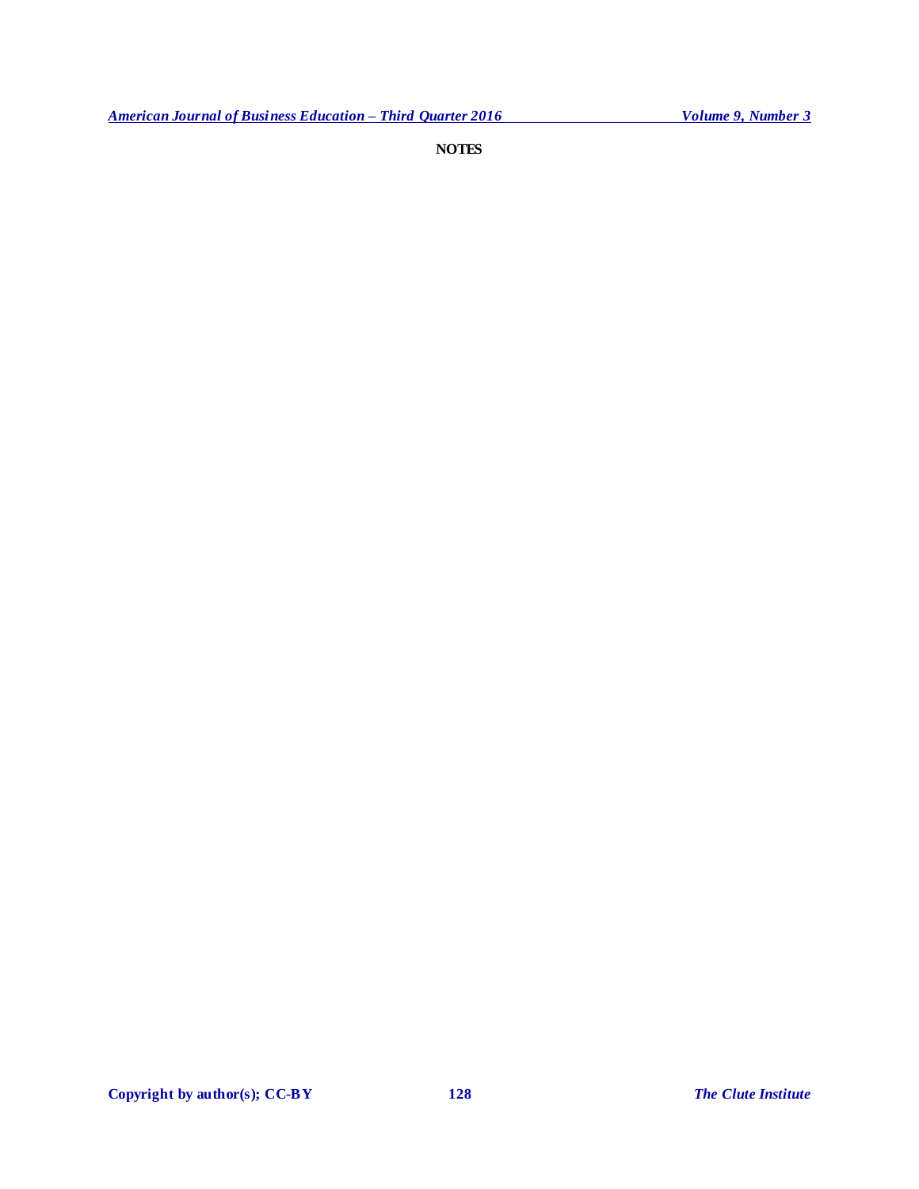**NOTES**